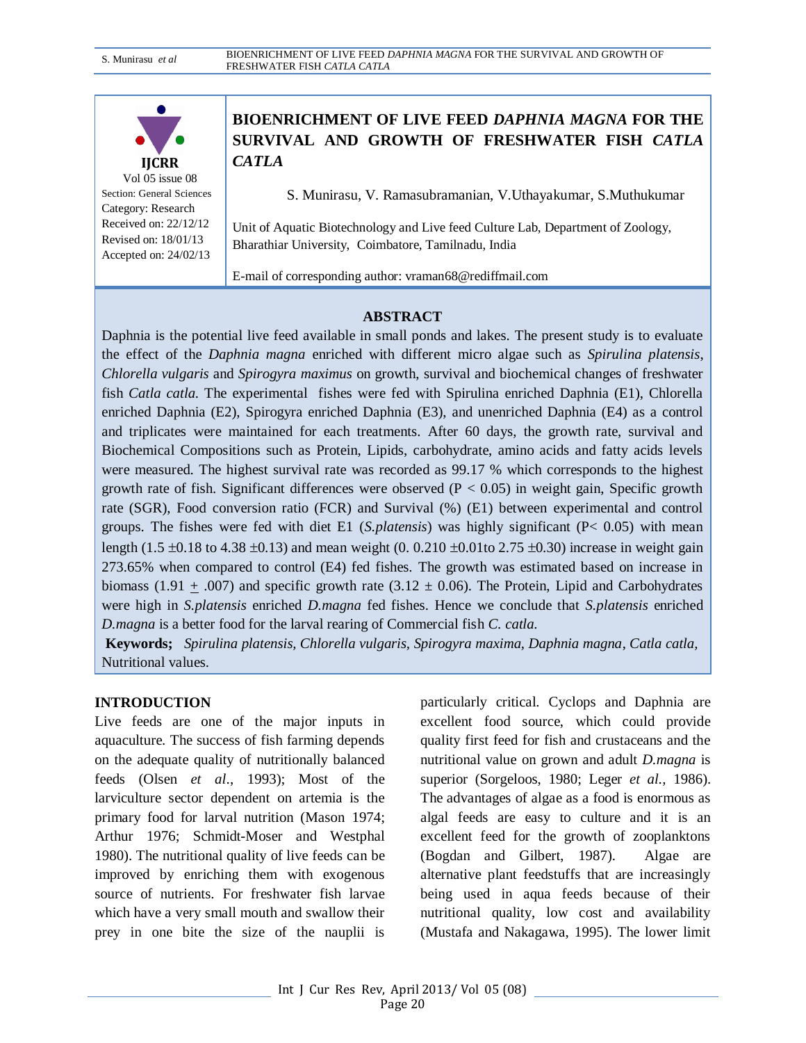IJCRR
Vol 05 issue 08
Section: General Sciences
Category: Research
Received on: 22/12/12
Revised on: 18/01/13
Accepted on: 24/02/13

# BIOENRICHMENT OF LIVE FEED *DAPHNIA MAGNA* FOR THE SURVIVAL AND GROWTH OF FRESHWATER FISH *CATLA CATLA*

S. Munirasu, V. Ramasubramanian, V.Uthayakumar, S.Muthukumar

Unit of Aquatic Biotechnology and Live feed Culture Lab, Department of Zoology, Bharathiar University, Coimbatore, Tamilnadu, India

E-mail of corresponding author: vraman68@rediffmail.com

## ABSTRACT

Daphnia is the potential live feed available in small ponds and lakes. The present study is to evaluate the effect of the *Daphnia magna* enriched with different micro algae such as *Spirulina platensis*, *Chlorella vulgaris* and *Spirogyra maximus* on growth, survival and biochemical changes of freshwater fish *Catla catla.* The experimental fishes were fed with Spirulina enriched Daphnia (E1), Chlorella enriched Daphnia (E2), Spirogyra enriched Daphnia (E3), and unenriched Daphnia (E4) as a control and triplicates were maintained for each treatments. After 60 days, the growth rate, survival and Biochemical Compositions such as Protein, Lipids, carbohydrate, amino acids and fatty acids levels were measured. The highest survival rate was recorded as 99.17 % which corresponds to the highest growth rate of fish. Significant differences were observed ($P < 0.05$) in weight gain, Specific growth rate (SGR), Food conversion ratio (FCR) and Survival (%) (E1) between experimental and control groups. The fishes were fed with diet E1 (*S.platensis*) was highly significant ($P< 0.05$) with mean length ($1.5 \pm 0.18$ to $4.38 \pm 0.13$) and mean weight (0. $0.210 \pm 0.01$to $2.75 \pm 0.30$) increase in weight gain 273.65% when compared to control (E4) fed fishes. The growth was estimated based on increase in biomass ($1.91 \pm .007$) and specific growth rate ($3.12 \pm 0.06$). The Protein, Lipid and Carbohydrates were high in *S.platensis* enriched *D.magna* fed fishes. Hence we conclude that *S.platensis* enriched *D.magna* is a better food for the larval rearing of Commercial fish *C. catla.*

**Keywords;** *Spirulina platensis, Chlorella vulgaris, Spirogyra maxima, Daphnia magna*, *Catla catla,* Nutritional values.

## INTRODUCTION

Live feeds are one of the major inputs in aquaculture. The success of fish farming depends on the adequate quality of nutritionally balanced feeds (Olsen *et al*., 1993); Most of the larviculture sector dependent on artemia is the primary food for larval nutrition (Mason 1974; Arthur 1976; Schmidt-Moser and Westphal 1980). The nutritional quality of live feeds can be improved by enriching them with exogenous source of nutrients. For freshwater fish larvae which have a very small mouth and swallow their prey in one bite the size of the nauplii is particularly critical. Cyclops and Daphnia are excellent food source, which could provide quality first feed for fish and crustaceans and the nutritional value on grown and adult *D.magna* is superior (Sorgeloos, 1980; Leger *et al.,* 1986). The advantages of algae as a food is enormous as algal feeds are easy to culture and it is an excellent feed for the growth of zooplanktons (Bogdan and Gilbert, 1987). Algae are alternative plant feedstuffs that are increasingly being used in aqua feeds because of their nutritional quality, low cost and availability (Mustafa and Nakagawa, 1995). The lower limit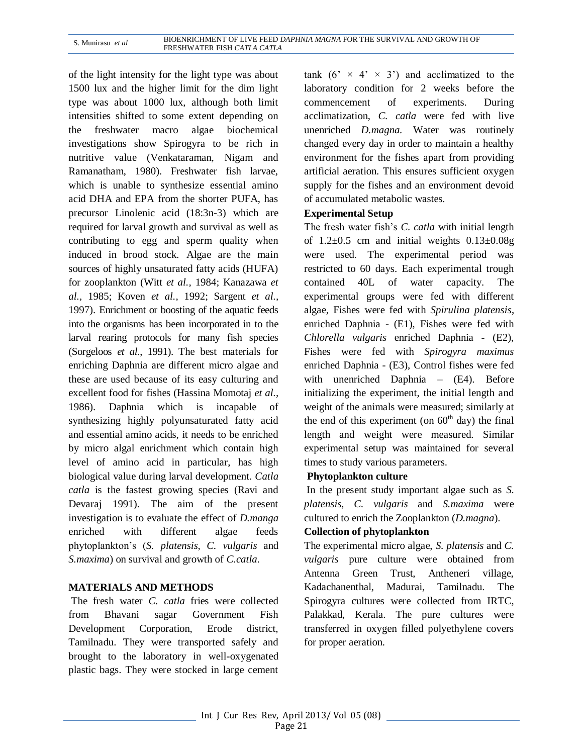of the light intensity for the light type was about 1500 lux and the higher limit for the dim light type was about 1000 lux, although both limit intensities shifted to some extent depending on the freshwater macro algae biochemical investigations show Spirogyra to be rich in nutritive value (Venkataraman, Nigam and Ramanatham, 1980). Freshwater fish larvae, which is unable to synthesize essential amino acid DHA and EPA from the shorter PUFA, has precursor Linolenic acid (18:3n-3) which are required for larval growth and survival as well as contributing to egg and sperm quality when induced in brood stock. Algae are the main sources of highly unsaturated fatty acids (HUFA) for zooplankton (Witt *et al.*, 1984; Kanazawa *et al.*, 1985; Koven *et al.*, 1992; Sargent *et al.*, 1997). Enrichment or boosting of the aquatic feeds into the organisms has been incorporated in to the larval rearing protocols for many fish species (Sorgeloos *et al.*, 1991). The best materials for enriching Daphnia are different micro algae and these are used because of its easy culturing and excellent food for fishes (Hassina Momotaj *et al.*, 1986). Daphnia which is incapable of synthesizing highly polyunsaturated fatty acid and essential amino acids, it needs to be enriched by micro algal enrichment which contain high level of amino acid in particular, has high biological value during larval development. *Catla catla* is the fastest growing species (Ravi and Devaraj 1991). The aim of the present investigation is to evaluate the effect of *D.manga* enriched with different algae feeds phytoplankton's (*S. platensis*, *C. vulgaris* and *S.maxima*) on survival and growth of *C.catla*.

## MATERIALS AND METHODS

The fresh water *C. catla* fries were collected from Bhavani sagar Government Fish Development Corporation, Erode district, Tamilnadu. They were transported safely and brought to the laboratory in well-oxygenated plastic bags. They were stocked in large cement tank (6' × 4' × 3') and acclimatized to the laboratory condition for 2 weeks before the commencement of experiments. During acclimatization, *C. catla* were fed with live unenriched *D.magna.* Water was routinely changed every day in order to maintain a healthy environment for the fishes apart from providing artificial aeration. This ensures sufficient oxygen supply for the fishes and an environment devoid of accumulated metabolic wastes.

### Experimental Setup

The fresh water fish's *C. catla* with initial length of 1.2±0.5 cm and initial weights 0.13±0.08g were used. The experimental period was restricted to 60 days. Each experimental trough contained 40L of water capacity. The experimental groups were fed with different algae, Fishes were fed with *Spirulina platensis*, enriched Daphnia - (E1), Fishes were fed with *Chlorella vulgaris* enriched Daphnia - (E2), Fishes were fed with *Spirogyra maximus* enriched Daphnia - (E3), Control fishes were fed with unenriched Daphnia – (E4). Before initializing the experiment, the initial length and weight of the animals were measured; similarly at the end of this experiment (on 60$^{th}$ day) the final length and weight were measured. Similar experimental setup was maintained for several times to study various parameters.

### Phytoplankton culture

In the present study important algae such as *S. platensis, C. vulgaris* and *S.maxima* were cultured to enrich the Zooplankton (*D.magna*).

### Collection of phytoplankton

The experimental micro algae, *S. platensis* and *C. vulgaris* pure culture were obtained from Antenna Green Trust, Antheneri village, Kadachanenthal, Madurai, Tamilnadu. The Spirogyra cultures were collected from IRTC, Palakkad, Kerala. The pure cultures were transferred in oxygen filled polyethylene covers for proper aeration.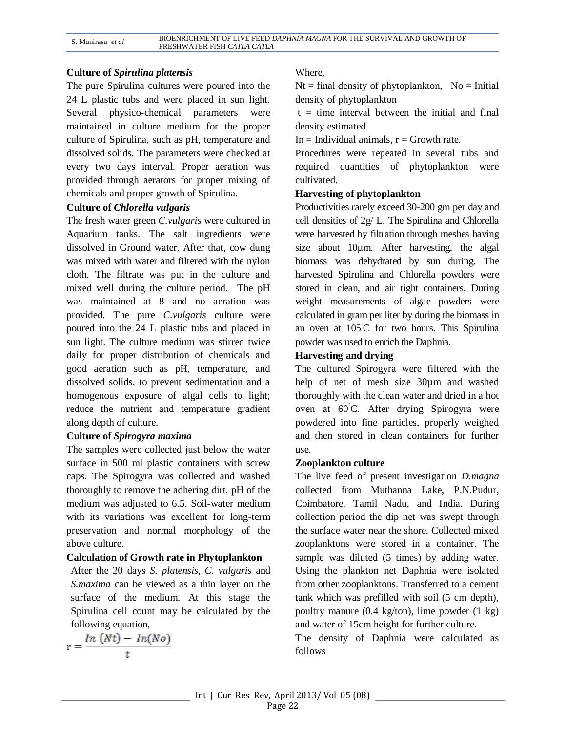**Culture of *Spirulina platensis***

The pure Spirulina cultures were poured into the 24 L plastic tubs and were placed in sun light. Several physico-chemical parameters were maintained in culture medium for the proper culture of Spirulina, such as pH, temperature and dissolved solids. The parameters were checked at every two days interval. Proper aeration was provided through aerators for proper mixing of chemicals and proper growth of Spirulina.

**Culture of *Chlorella vulgaris***

The fresh water green *C.vulgaris* were cultured in Aquarium tanks. The salt ingredients were dissolved in Ground water. After that, cow dung was mixed with water and filtered with the nylon cloth. The filtrate was put in the culture and mixed well during the culture period. The pH was maintained at 8 and no aeration was provided. The pure *C.vulgaris* culture were poured into the 24 L plastic tubs and placed in sun light. The culture medium was stirred twice daily for proper distribution of chemicals and good aeration such as pH, temperature, and dissolved solids. to prevent sedimentation and a homogenous exposure of algal cells to light; reduce the nutrient and temperature gradient along depth of culture.

**Culture of *Spirogyra maxima***

The samples were collected just below the water surface in 500 ml plastic containers with screw caps. The Spirogyra was collected and washed thoroughly to remove the adhering dirt. pH of the medium was adjusted to 6.5. Soil-water medium with its variations was excellent for long-term preservation and normal morphology of the above culture.

**Calculation of Growth rate in Phytoplankton**

After the 20 days *S. platensis*, *C. vulgaris* and *S.maxima* can be viewed as a thin layer on the surface of the medium. At this stage the Spirulina cell count may be calculated by the following equation,

$$r = \frac{In\ (Nt) - In(No)}{t}$$

Where,

Nt = final density of phytoplankton, No = Initial density of phytoplankton

t = time interval between the initial and final density estimated

In = Individual animals, r = Growth rate.

Procedures were repeated in several tubs and required quantities of phytoplankton were cultivated.

**Harvesting of phytoplankton**

Productivities rarely exceed 30-200 gm per day and cell densities of 2g/ L. The Spirulina and Chlorella were harvested by filtration through meshes having size about 10µm. After harvesting, the algal biomass was dehydrated by sun during. The harvested Spirulina and Chlorella powders were stored in clean, and air tight containers. During weight measurements of algae powders were calculated in gram per liter by during the biomass in an oven at 105°C for two hours. This Spirulina powder was used to enrich the Daphnia.

**Harvesting and drying**

The cultured Spirogyra were filtered with the help of net of mesh size 30µm and washed thoroughly with the clean water and dried in a hot oven at 60°C. After drying Spirogyra were powdered into fine particles, properly weighed and then stored in clean containers for further use.

**Zooplankton culture**

The live feed of present investigation *D.magna* collected from Muthanna Lake, P.N.Pudur, Coimbatore, Tamil Nadu, and India. During collection period the dip net was swept through the surface water near the shore. Collected mixed zooplanktons were stored in a container. The sample was diluted (5 times) by adding water. Using the plankton net Daphnia were isolated from other zooplanktons. Transferred to a cement tank which was prefilled with soil (5 cm depth), poultry manure (0.4 kg/ton), lime powder (1 kg) and water of 15cm height for further culture.

The density of Daphnia were calculated as follows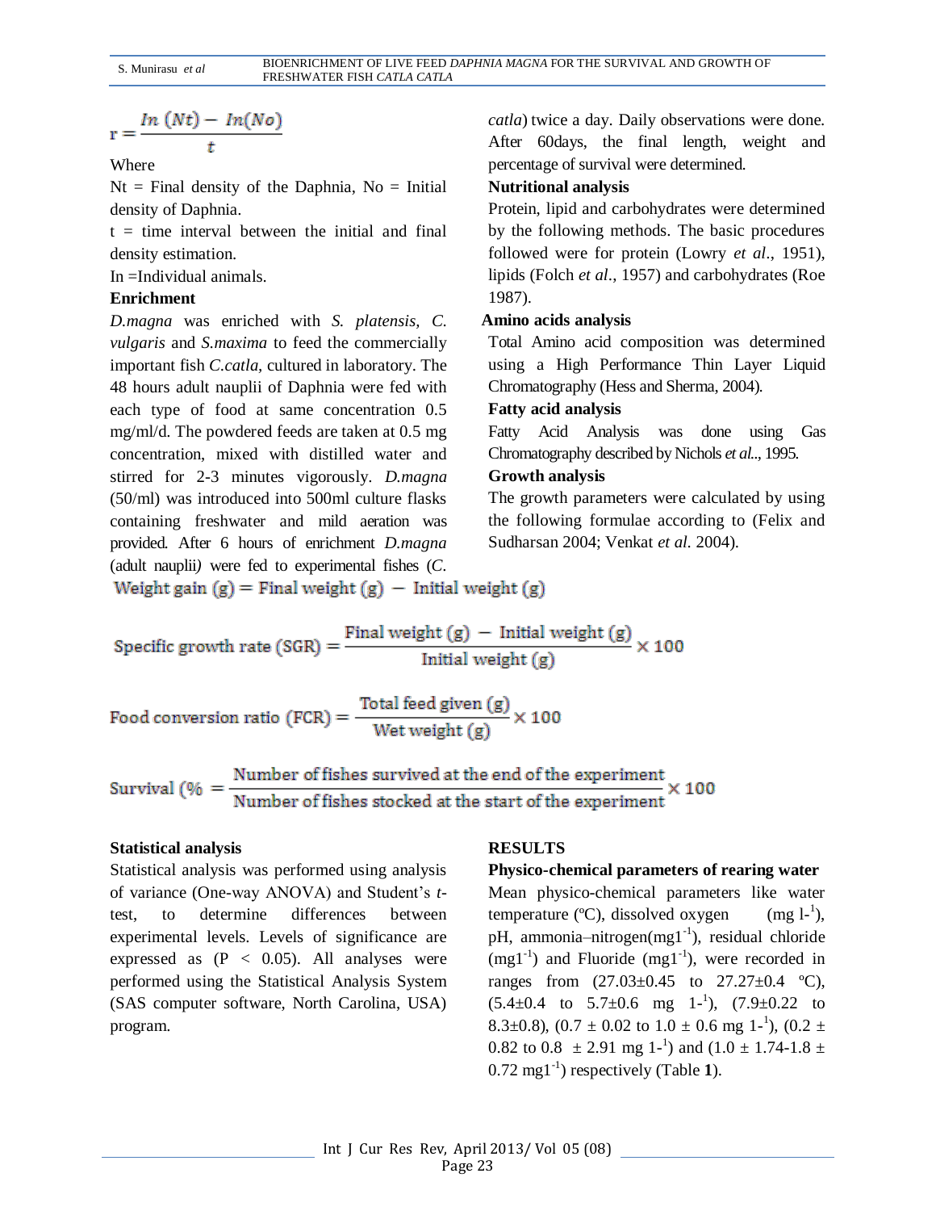$$r = \frac{In\ (Nt) - In(No)}{t}$$

Where

Nt = Final density of the Daphnia, No = Initial density of Daphnia.

t = time interval between the initial and final density estimation.

In =Individual animals.

**Enrichment**

*D.magna* was enriched with *S. platensis*, *C. vulgaris* and *S.maxima* to feed the commercially important fish *C.catla*, cultured in laboratory. The 48 hours adult nauplii of Daphnia were fed with each type of food at same concentration 0.5 mg/ml/d. The powdered feeds are taken at 0.5 mg concentration, mixed with distilled water and stirred for 2-3 minutes vigorously. *D.magna* (50/ml) was introduced into 500ml culture flasks containing freshwater and mild aeration was provided. After 6 hours of enrichment *D.magna* (adult nauplii*)* were fed to experimental fishes (*C. catla*) twice a day. Daily observations were done. After 60days, the final length, weight and percentage of survival were determined.

**Nutritional analysis**

Protein, lipid and carbohydrates were determined by the following methods. The basic procedures followed were for protein (Lowry *et al*., 1951), lipids (Folch *et al*., 1957) and carbohydrates (Roe 1987).

**Amino acids analysis**

Total Amino acid composition was determined using a High Performance Thin Layer Liquid Chromatography (Hess and Sherma, 2004).

**Fatty acid analysis**

Fatty Acid Analysis was done using Gas Chromatography described by Nichols *et al*.., 1995.

**Growth analysis**

The growth parameters were calculated by using the following formulae according to (Felix and Sudharsan 2004; Venkat *et al*. 2004).

$$\text{Weight gain (g)} = \text{Final weight (g)} - \text{Initial weight (g)}$$

$$\text{Specific growth rate (SGR)} = \frac{\text{Final weight (g)} - \text{Initial weight (g)}}{\text{Initial weight (g)}} \times 100$$

$$\text{Food conversion ratio (FCR)} = \frac{\text{Total feed given (g)}}{\text{Wet weight (g)}} \times 100$$

$$\text{Survival (\%} = \frac{\text{Number of fishes survived at the end of the experiment}}{\text{Number of fishes stocked at the start of the experiment}} \times 100$$

**Statistical analysis**

Statistical analysis was performed using analysis of variance (One-way ANOVA) and Student's *t*-test, to determine differences between experimental levels. Levels of significance are expressed as ($P < 0.05$). All analyses were performed using the Statistical Analysis System (SAS computer software, North Carolina, USA) program.

**RESULTS**

**Physico-chemical parameters of rearing water**

Mean physico-chemical parameters like water temperature (ºC), dissolved oxygen (mg $l^{-1}$), pH, ammonia–nitrogen(mg$1^{-1}$), residual chloride (mg$1^{-1}$) and Fluoride (mg$1^{-1}$), were recorded in ranges from (27.03±0.45 to 27.27±0.4 ºC), (5.4±0.4 to 5.7±0.6 mg $1^{-1}$), (7.9±0.22 to 8.3±0.8), (0.7 ± 0.02 to 1.0 ± 0.6 mg $1^{-1}$), (0.2 ± 0.82 to 0.8 ± 2.91 mg $1^{-1}$) and (1.0 ± 1.74-1.8 ± 0.72 mg$1^{-1}$) respectively (Table **1**).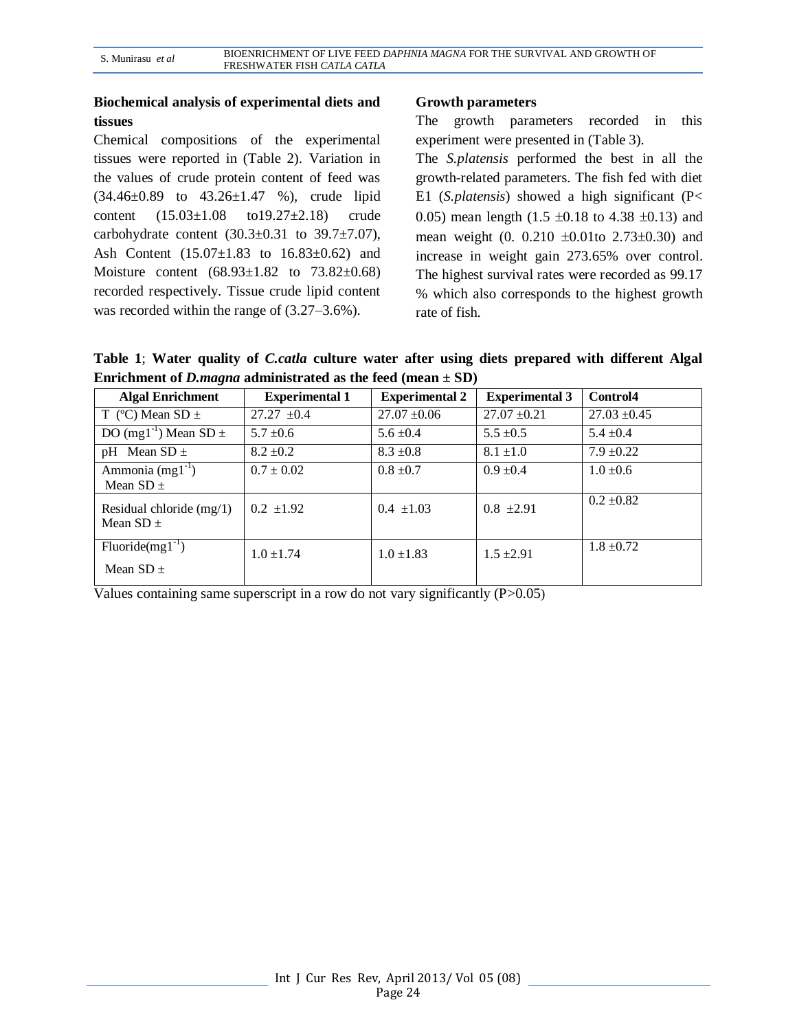### Biochemical analysis of experimental diets and tissues

Chemical compositions of the experimental tissues were reported in (Table 2). Variation in the values of crude protein content of feed was (34.46±0.89 to 43.26±1.47 %), crude lipid content (15.03±1.08 to19.27±2.18) crude carbohydrate content (30.3±0.31 to 39.7±7.07), Ash Content (15.07±1.83 to 16.83±0.62) and Moisture content (68.93±1.82 to 73.82±0.68) recorded respectively. Tissue crude lipid content was recorded within the range of (3.27–3.6%).

### Growth parameters

The growth parameters recorded in this experiment were presented in (Table 3).

The *S.platensis* performed the best in all the growth-related parameters. The fish fed with diet E1 (*S.platensis*) showed a high significant ($P< 0.05$) mean length (1.5 ±0.18 to 4.38 ±0.13) and mean weight (0. 0.210 ±0.01to 2.73±0.30) and increase in weight gain 273.65% over control. The highest survival rates were recorded as 99.17 % which also corresponds to the highest growth rate of fish.

**Table 1**; **Water quality of *C.catla* culture water after using diets prepared with different Algal Enrichment of *D.magna* administrated as the feed (mean ± SD)**

| Algal Enrichment | Experimental 1 | Experimental 2 | Experimental 3 | Control4 |
|---|---|---|---|---|
| T (ºC) Mean SD ± | 27.27 ±0.4 | 27.07 ±0.06 | 27.07 ±0.21 | 27.03 ±0.45 |
| DO ($mg1^{-1}$) Mean SD ± | 5.7 ±0.6 | 5.6 ±0.4 | 5.5 ±0.5 | 5.4 ±0.4 |
| pH Mean SD ± | 8.2 ±0.2 | 8.3 ±0.8 | 8.1 ±1.0 | 7.9 ±0.22 |
| Ammonia ($mg1^{-1}$) Mean SD ± | 0.7 ± 0.02 | 0.8 ±0.7 | 0.9 ±0.4 | 1.0 ±0.6 |
| Residual chloride (mg/1) Mean SD ± | 0.2 ±1.92 | 0.4 ±1.03 | 0.8 ±2.91 | 0.2 ±0.82 |
| Fluoride($mg1^{-1}$) Mean SD ± | 1.0 ±1.74 | 1.0 ±1.83 | 1.5 ±2.91 | 1.8 ±0.72 |

Values containing same superscript in a row do not vary significantly ($P>0.05$)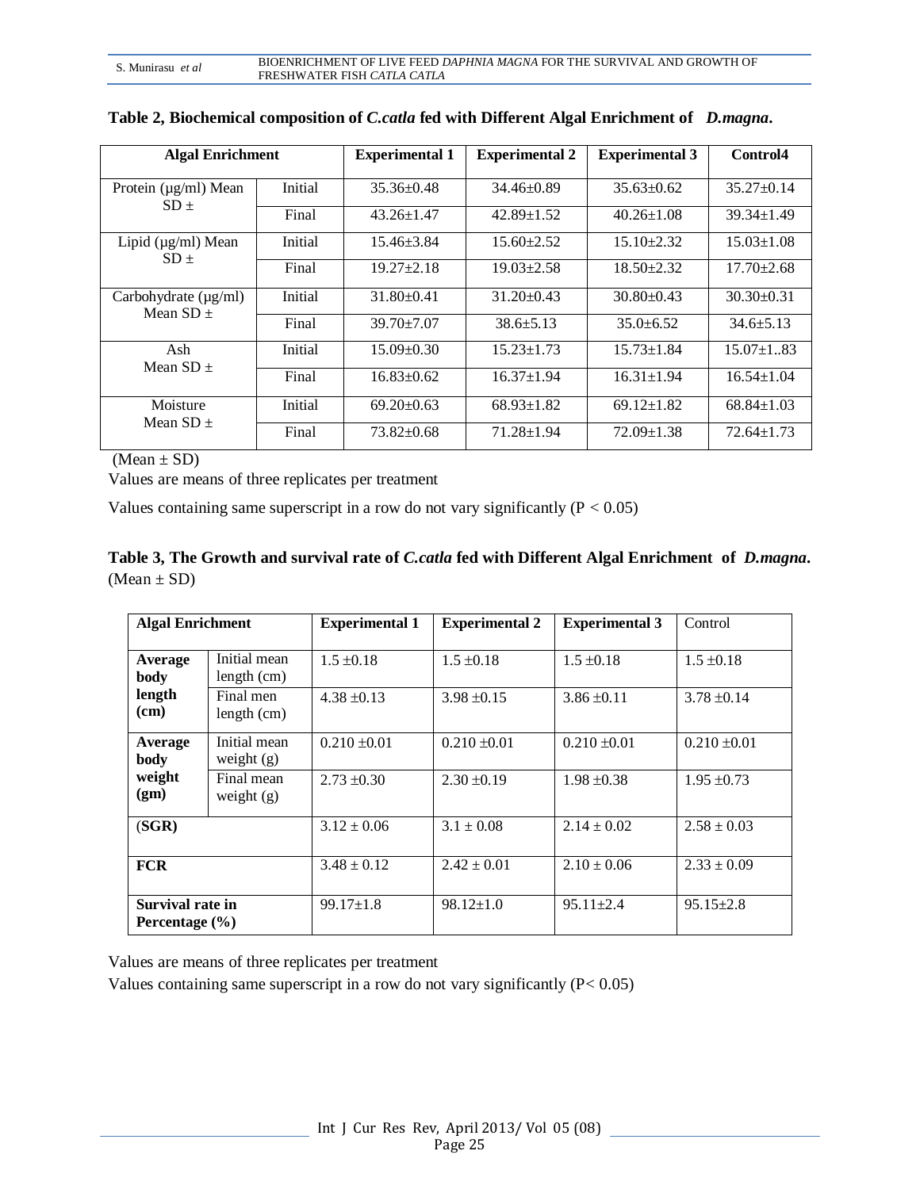**Table 2, Biochemical composition of *C.catla* fed with Different Algal Enrichment of *D.magna*.**

| Algal Enrichment | | Experimental 1 | Experimental 2 | Experimental 3 | Control4 |
|---|---|---|---|---|---|
| Protein (µg/ml) Mean SD ± | Initial | 35.36±0.48 | 34.46±0.89 | 35.63±0.62 | 35.27±0.14 |
| | Final | 43.26±1.47 | 42.89±1.52 | 40.26±1.08 | 39.34±1.49 |
| Lipid (µg/ml) Mean SD ± | Initial | 15.46±3.84 | 15.60±2.52 | 15.10±2.32 | 15.03±1.08 |
| | Final | 19.27±2.18 | 19.03±2.58 | 18.50±2.32 | 17.70±2.68 |
| Carbohydrate (µg/ml) Mean SD ± | Initial | 31.80±0.41 | 31.20±0.43 | 30.80±0.43 | 30.30±0.31 |
| | Final | 39.70±7.07 | 38.6±5.13 | 35.0±6.52 | 34.6±5.13 |
| Ash Mean SD ± | Initial | 15.09±0.30 | 15.23±1.73 | 15.73±1.84 | 15.07±1..83 |
| | Final | 16.83±0.62 | 16.37±1.94 | 16.31±1.94 | 16.54±1.04 |
| Moisture Mean SD ± | Initial | 69.20±0.63 | 68.93±1.82 | 69.12±1.82 | 68.84±1.03 |
| | Final | 73.82±0.68 | 71.28±1.94 | 72.09±1.38 | 72.64±1.73 |

(Mean ± SD)

Values are means of three replicates per treatment

Values containing same superscript in a row do not vary significantly ($P < 0.05$)

**Table 3, The Growth and survival rate of *C.catla* fed with Different Algal Enrichment of *D.magna*.** (Mean ± SD)

| Algal Enrichment | | Experimental 1 | Experimental 2 | Experimental 3 | Control |
|---|---|---|---|---|---|
| **Average body length (cm)** | Initial mean length (cm) | 1.5 ±0.18 | 1.5 ±0.18 | 1.5 ±0.18 | 1.5 ±0.18 |
| | Final men length (cm) | 4.38 ±0.13 | 3.98 ±0.15 | 3.86 ±0.11 | 3.78 ±0.14 |
| **Average body weight (gm)** | Initial mean weight (g) | 0.210 ±0.01 | 0.210 ±0.01 | 0.210 ±0.01 | 0.210 ±0.01 |
| | Final mean weight (g) | 2.73 ±0.30 | 2.30 ±0.19 | 1.98 ±0.38 | 1.95 ±0.73 |
| (**SGR**) | | 3.12 ± 0.06 | 3.1 ± 0.08 | 2.14 ± 0.02 | 2.58 ± 0.03 |
| **FCR** | | 3.48 ± 0.12 | 2.42 ± 0.01 | 2.10 ± 0.06 | 2.33 ± 0.09 |
| **Survival rate in Percentage (%)** | | 99.17±1.8 | 98.12±1.0 | 95.11±2.4 | 95.15±2.8 |

Values are means of three replicates per treatment

Values containing same superscript in a row do not vary significantly ($P< 0.05$)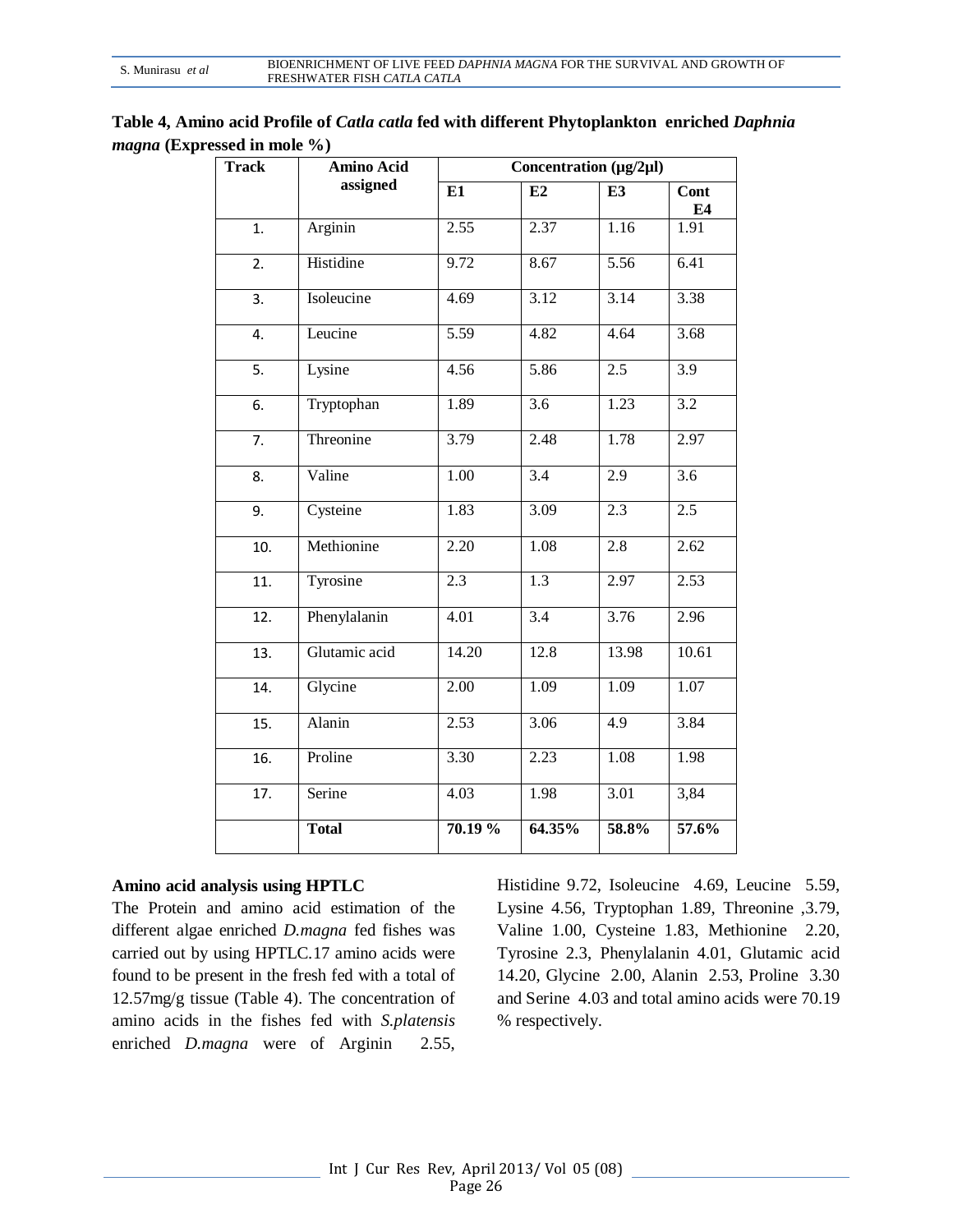**Table 4, Amino acid Profile of *Catla catla* fed with different Phytoplankton enriched *Daphnia magna* (Expressed in mole %)**

| Track | Amino Acid assigned | Concentration (µg/2µl) | | | |
|---|---|---|---|---|---|
| | | **E1** | **E2** | **E3** | **Cont E4** |
| 1. | Arginin | 2.55 | 2.37 | 1.16 | 1.91 |
| 2. | Histidine | 9.72 | 8.67 | 5.56 | 6.41 |
| 3. | Isoleucine | 4.69 | 3.12 | 3.14 | 3.38 |
| 4. | Leucine | 5.59 | 4.82 | 4.64 | 3.68 |
| 5. | Lysine | 4.56 | 5.86 | 2.5 | 3.9 |
| 6. | Tryptophan | 1.89 | 3.6 | 1.23 | 3.2 |
| 7. | Threonine | 3.79 | 2.48 | 1.78 | 2.97 |
| 8. | Valine | 1.00 | 3.4 | 2.9 | 3.6 |
| 9. | Cysteine | 1.83 | 3.09 | 2.3 | 2.5 |
| 10. | Methionine | 2.20 | 1.08 | 2.8 | 2.62 |
| 11. | Tyrosine | 2.3 | 1.3 | 2.97 | 2.53 |
| 12. | Phenylalanin | 4.01 | 3.4 | 3.76 | 2.96 |
| 13. | Glutamic acid | 14.20 | 12.8 | 13.98 | 10.61 |
| 14. | Glycine | 2.00 | 1.09 | 1.09 | 1.07 |
| 15. | Alanin | 2.53 | 3.06 | 4.9 | 3.84 |
| 16. | Proline | 3.30 | 2.23 | 1.08 | 1.98 |
| 17. | Serine | 4.03 | 1.98 | 3.01 | 3,84 |
| | **Total** | **70.19 %** | **64.35%** | **58.8%** | **57.6%** |

**Amino acid analysis using HPTLC**

The Protein and amino acid estimation of the different algae enriched *D.magna* fed fishes was carried out by using HPTLC.17 amino acids were found to be present in the fresh fed with a total of 12.57mg/g tissue (Table 4). The concentration of amino acids in the fishes fed with *S.platensis* enriched *D.magna* were of Arginin 2.55, Histidine 9.72, Isoleucine 4.69, Leucine 5.59, Lysine 4.56, Tryptophan 1.89, Threonine ,3.79, Valine 1.00, Cysteine 1.83, Methionine 2.20, Tyrosine 2.3, Phenylalanin 4.01, Glutamic acid 14.20, Glycine 2.00, Alanin 2.53, Proline 3.30 and Serine 4.03 and total amino acids were 70.19 % respectively.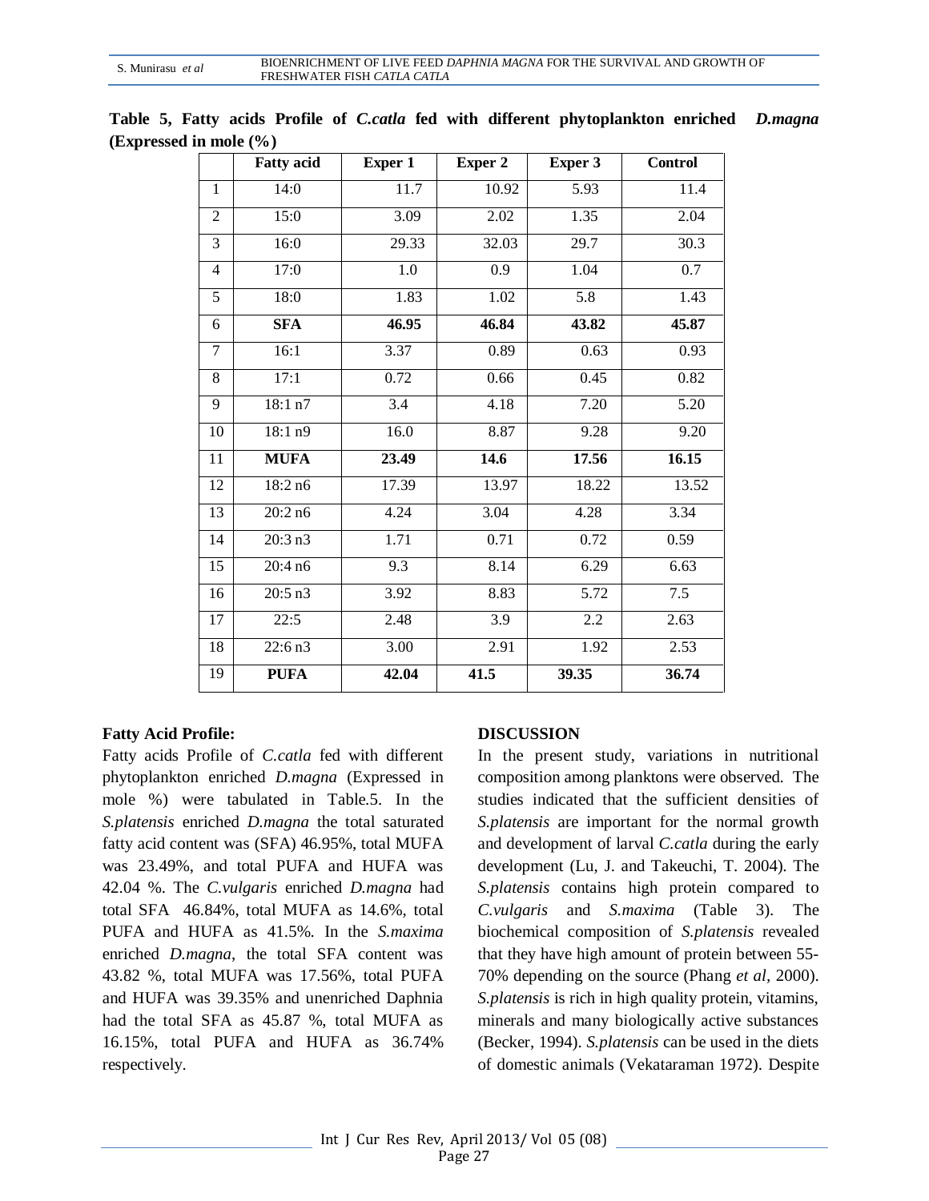**Table 5, Fatty acids Profile of *C.catla* fed with different phytoplankton enriched *D.magna* (Expressed in mole (%)**

| | Fatty acid | Exper 1 | Exper 2 | Exper 3 | Control |
|---|---|---|---|---|---|
| 1 | 14:0 | 11.7 | 10.92 | 5.93 | 11.4 |
| 2 | 15:0 | 3.09 | 2.02 | 1.35 | 2.04 |
| 3 | 16:0 | 29.33 | 32.03 | 29.7 | 30.3 |
| 4 | 17:0 | 1.0 | 0.9 | 1.04 | 0.7 |
| 5 | 18:0 | 1.83 | 1.02 | 5.8 | 1.43 |
| 6 | **SFA** | **46.95** | **46.84** | **43.82** | **45.87** |
| 7 | 16:1 | 3.37 | 0.89 | 0.63 | 0.93 |
| 8 | 17:1 | 0.72 | 0.66 | 0.45 | 0.82 |
| 9 | 18:1 n7 | 3.4 | 4.18 | 7.20 | 5.20 |
| 10 | 18:1 n9 | 16.0 | 8.87 | 9.28 | 9.20 |
| 11 | **MUFA** | **23.49** | **14.6** | **17.56** | **16.15** |
| 12 | 18:2 n6 | 17.39 | 13.97 | 18.22 | 13.52 |
| 13 | 20:2 n6 | 4.24 | 3.04 | 4.28 | 3.34 |
| 14 | 20:3 n3 | 1.71 | 0.71 | 0.72 | 0.59 |
| 15 | 20:4 n6 | 9.3 | 8.14 | 6.29 | 6.63 |
| 16 | 20:5 n3 | 3.92 | 8.83 | 5.72 | 7.5 |
| 17 | 22:5 | 2.48 | 3.9 | 2.2 | 2.63 |
| 18 | 22:6 n3 | 3.00 | 2.91 | 1.92 | 2.53 |
| 19 | **PUFA** | **42.04** | **41.5** | **39.35** | **36.74** |

**Fatty Acid Profile:**

Fatty acids Profile of *C.catla* fed with different phytoplankton enriched *D.magna* (Expressed in mole %) were tabulated in Table.5. In the *S.platensis* enriched *D.magna* the total saturated fatty acid content was (SFA) 46.95%, total MUFA was 23.49%, and total PUFA and HUFA was 42.04 %. The *C.vulgaris* enriched *D.magna* had total SFA 46.84%, total MUFA as 14.6%, total PUFA and HUFA as 41.5%. In the *S.maxima* enriched *D.magna*, the total SFA content was 43.82 %, total MUFA was 17.56%, total PUFA and HUFA was 39.35% and unenriched Daphnia had the total SFA as 45.87 %, total MUFA as 16.15%, total PUFA and HUFA as 36.74% respectively.

**DISCUSSION**

In the present study, variations in nutritional composition among planktons were observed. The studies indicated that the sufficient densities of *S.platensis* are important for the normal growth and development of larval *C.catla* during the early development (Lu, J. and Takeuchi, T. 2004). The *S.platensis* contains high protein compared to *C.vulgaris* and *S.maxima* (Table 3). The biochemical composition of *S.platensis* revealed that they have high amount of protein between 55-70% depending on the source (Phang *et al,* 2000). *S.platensis* is rich in high quality protein, vitamins, minerals and many biologically active substances (Becker, 1994). *S.platensis* can be used in the diets of domestic animals (Vekataraman 1972). Despite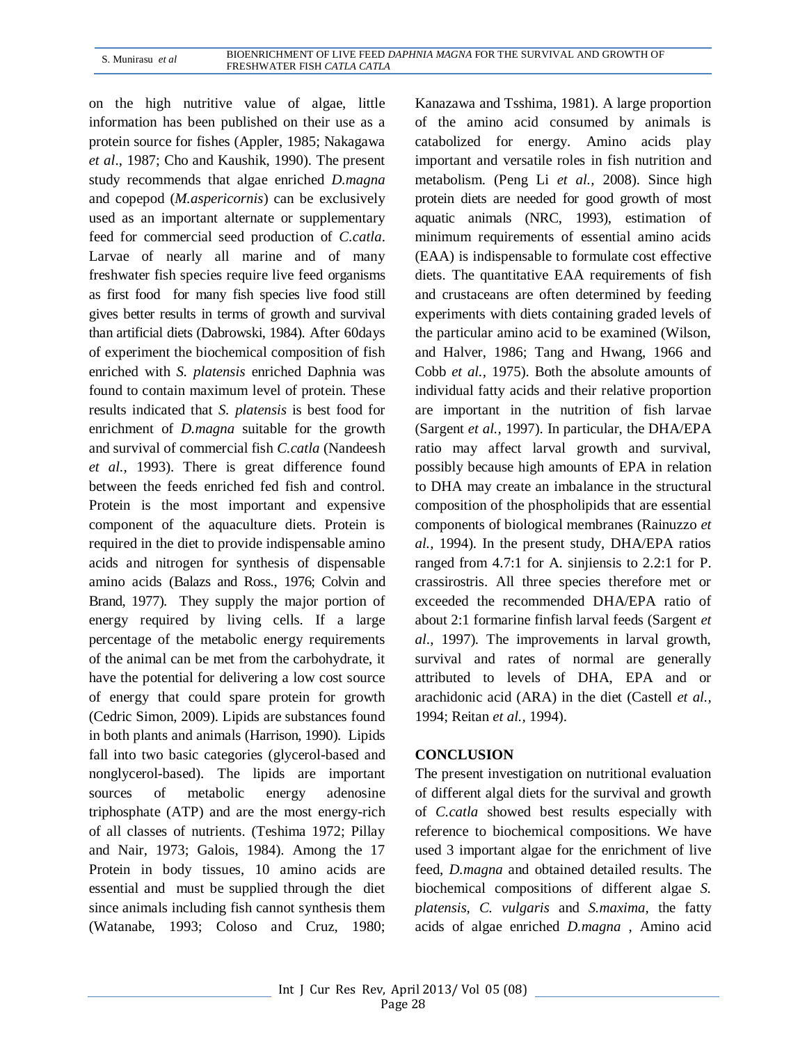on the high nutritive value of algae, little information has been published on their use as a protein source for fishes (Appler, 1985; Nakagawa *et al*., 1987; Cho and Kaushik, 1990). The present study recommends that algae enriched *D.magna* and copepod (*M.aspericornis*) can be exclusively used as an important alternate or supplementary feed for commercial seed production of *C.catla*. Larvae of nearly all marine and of many freshwater fish species require live feed organisms as first food for many fish species live food still gives better results in terms of growth and survival than artificial diets (Dabrowski, 1984). After 60days of experiment the biochemical composition of fish enriched with *S. platensis* enriched Daphnia was found to contain maximum level of protein. These results indicated that *S. platensis* is best food for enrichment of *D.magna* suitable for the growth and survival of commercial fish *C.catla* (Nandeesh *et al.,* 1993). There is great difference found between the feeds enriched fed fish and control. Protein is the most important and expensive component of the aquaculture diets. Protein is required in the diet to provide indispensable amino acids and nitrogen for synthesis of dispensable amino acids (Balazs and Ross., 1976; Colvin and Brand, 1977). They supply the major portion of energy required by living cells. If a large percentage of the metabolic energy requirements of the animal can be met from the carbohydrate, it have the potential for delivering a low cost source of energy that could spare protein for growth (Cedric Simon, 2009). Lipids are substances found in both plants and animals (Harrison, 1990). Lipids fall into two basic categories (glycerol-based and nonglycerol-based). The lipids are important sources of metabolic energy adenosine triphosphate (ATP) and are the most energy-rich of all classes of nutrients. (Teshima 1972; Pillay and Nair, 1973; Galois, 1984). Among the 17 Protein in body tissues, 10 amino acids are essential and must be supplied through the diet since animals including fish cannot synthesis them (Watanabe, 1993; Coloso and Cruz, 1980; Kanazawa and Tsshima, 1981). A large proportion of the amino acid consumed by animals is catabolized for energy. Amino acids play important and versatile roles in fish nutrition and metabolism. (Peng Li *et al.,* 2008). Since high protein diets are needed for good growth of most aquatic animals (NRC, 1993), estimation of minimum requirements of essential amino acids (EAA) is indispensable to formulate cost effective diets. The quantitative EAA requirements of fish and crustaceans are often determined by feeding experiments with diets containing graded levels of the particular amino acid to be examined (Wilson, and Halver, 1986; Tang and Hwang, 1966 and Cobb *et al.,* 1975). Both the absolute amounts of individual fatty acids and their relative proportion are important in the nutrition of fish larvae (Sargent *et al.,* 1997). In particular, the DHA/EPA ratio may affect larval growth and survival, possibly because high amounts of EPA in relation to DHA may create an imbalance in the structural composition of the phospholipids that are essential components of biological membranes (Rainuzzo *et al.,* 1994). In the present study, DHA/EPA ratios ranged from 4.7:1 for A. sinjiensis to 2.2:1 for P. crassirostris. All three species therefore met or exceeded the recommended DHA/EPA ratio of about 2:1 formarine finfish larval feeds (Sargent *et al*., 1997). The improvements in larval growth, survival and rates of normal are generally attributed to levels of DHA, EPA and or arachidonic acid (ARA) in the diet (Castell *et al.*, 1994; Reitan *et al.*, 1994).

## CONCLUSION

The present investigation on nutritional evaluation of different algal diets for the survival and growth of *C.catla* showed best results especially with reference to biochemical compositions. We have used 3 important algae for the enrichment of live feed, *D.magna* and obtained detailed results. The biochemical compositions of different algae *S. platensis*, *C. vulgaris* and *S.maxima*, the fatty acids of algae enriched *D.magna* , Amino acid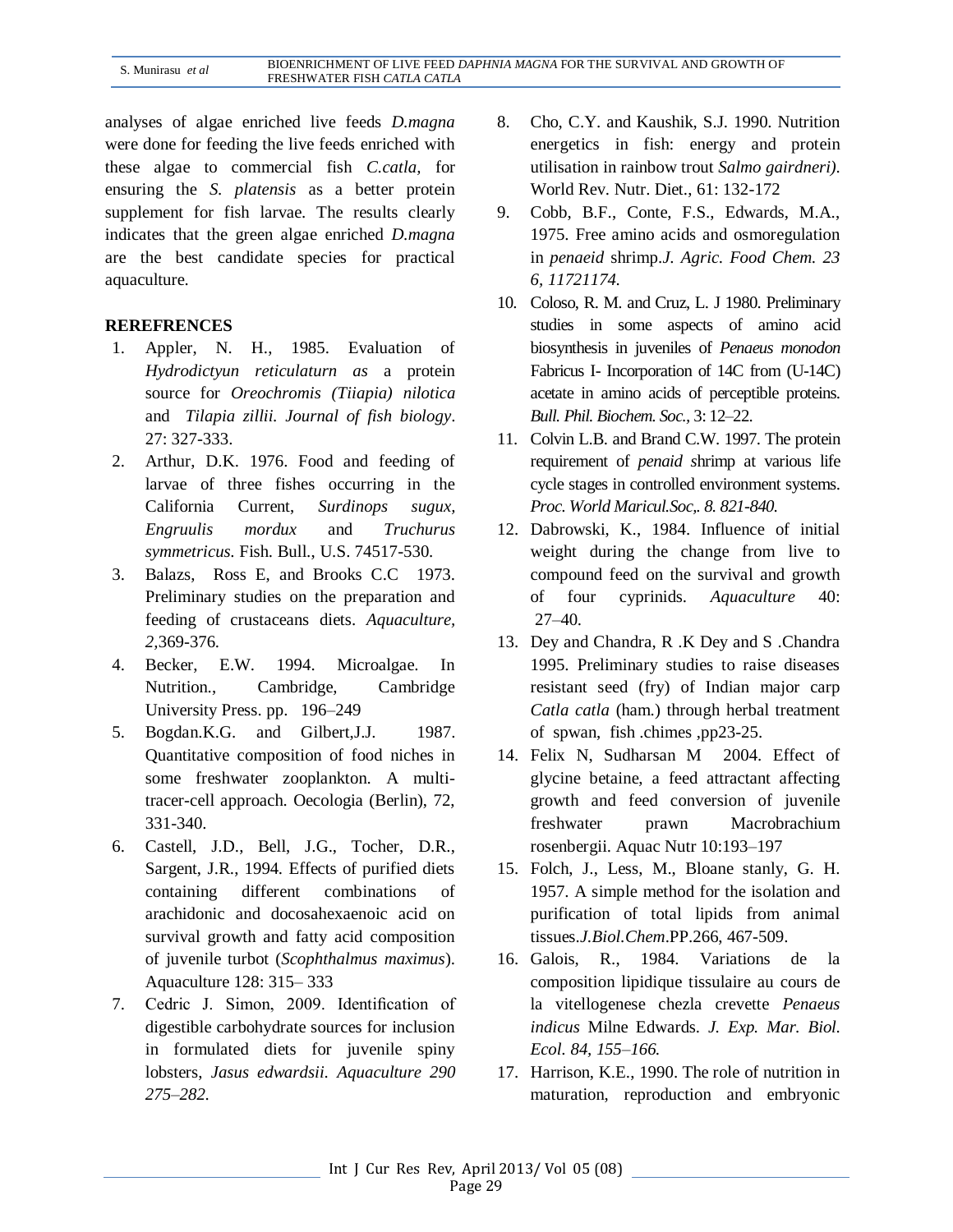analyses of algae enriched live feeds *D.magna* were done for feeding the live feeds enriched with these algae to commercial fish *C.catla,* for ensuring the *S. platensis* as a better protein supplement for fish larvae. The results clearly indicates that the green algae enriched *D.magna* are the best candidate species for practical aquaculture.

**REREFRENCES**

1. Appler, N. H., 1985. Evaluation of *Hydrodictyun reticulaturn as* a protein source for *Oreochromis (Tiiapia) nilotica* and *Tilapia zillii. Journal of fish biology*. 27: 327-333.
2. Arthur, D.K. 1976. Food and feeding of larvae of three fishes occurring in the California Current, *Surdinops sugux, Engruulis mordux* and *Truchurus symmetricus*. Fish. Bull., U.S. 74517-530.
3. Balazs, Ross E, and Brooks C.C 1973. Preliminary studies on the preparation and feeding of crustaceans diets. *Aquaculture, 2,*369-376.
4. Becker, E.W. 1994. Microalgae. In Nutrition., Cambridge, Cambridge University Press. pp. 196–249
5. Bogdan.K.G. and Gilbert,J.J. 1987. Quantitative composition of food niches in some freshwater zooplankton. A multi-tracer-cell approach. Oecologia (Berlin), 72, 331-340.
6. Castell, J.D., Bell, J.G., Tocher, D.R., Sargent, J.R., 1994. Effects of purified diets containing different combinations of arachidonic and docosahexaenoic acid on survival growth and fatty acid composition of juvenile turbot (*Scophthalmus maximus*). Aquaculture 128: 315– 333
7. Cedric J. Simon, 2009. Identification of digestible carbohydrate sources for inclusion in formulated diets for juvenile spiny lobsters, *Jasus edwardsii. Aquaculture 290 275–282.*
8. Cho, C.Y. and Kaushik, S.J. 1990. Nutrition energetics in fish: energy and protein utilisation in rainbow trout *Salmo gairdneri).* World Rev. Nutr. Diet., 61: 132-172
9. Cobb, B.F., Conte, F.S., Edwards, M.A., 1975. Free amino acids and osmoregulation in *penaeid* shrimp.*J. Agric. Food Chem. 23 6, 11721174.*
10. Coloso, R. M. and Cruz, L. J 1980. Preliminary studies in some aspects of amino acid biosynthesis in juveniles of *Penaeus monodon* Fabricus I- Incorporation of 14C from (U-14C) acetate in amino acids of perceptible proteins. *Bull. Phil. Biochem. Soc.,* 3: 12–22.
11. Colvin L.B. and Brand C.W. 1997. The protein requirement of *penaid s*hrimp at various life cycle stages in controlled environment systems. *Proc. World Maricul.Soc,. 8. 821-840.*
12. Dabrowski, K., 1984. Influence of initial weight during the change from live to compound feed on the survival and growth of four cyprinids. *Aquaculture* 40: 27–40.
13. Dey and Chandra, R .K Dey and S .Chandra 1995. Preliminary studies to raise diseases resistant seed (fry) of Indian major carp *Catla catla* (ham.) through herbal treatment of spwan, fish .chimes ,pp23-25.
14. Felix N, Sudharsan M 2004. Effect of glycine betaine, a feed attractant affecting growth and feed conversion of juvenile freshwater prawn Macrobrachium rosenbergii. Aquac Nutr 10:193–197
15. Folch, J., Less, M., Bloane stanly, G. H. 1957. A simple method for the isolation and purification of total lipids from animal tissues.*J.Biol.Chem*.PP.266, 467-509.
16. Galois, R., 1984. Variations de la composition lipidique tissulaire au cours de la vitellogenese chezla crevette *Penaeus indicus* Milne Edwards. *J. Exp. Mar. Biol. Ecol. 84, 155–166.*
17. Harrison, K.E., 1990. The role of nutrition in maturation, reproduction and embryonic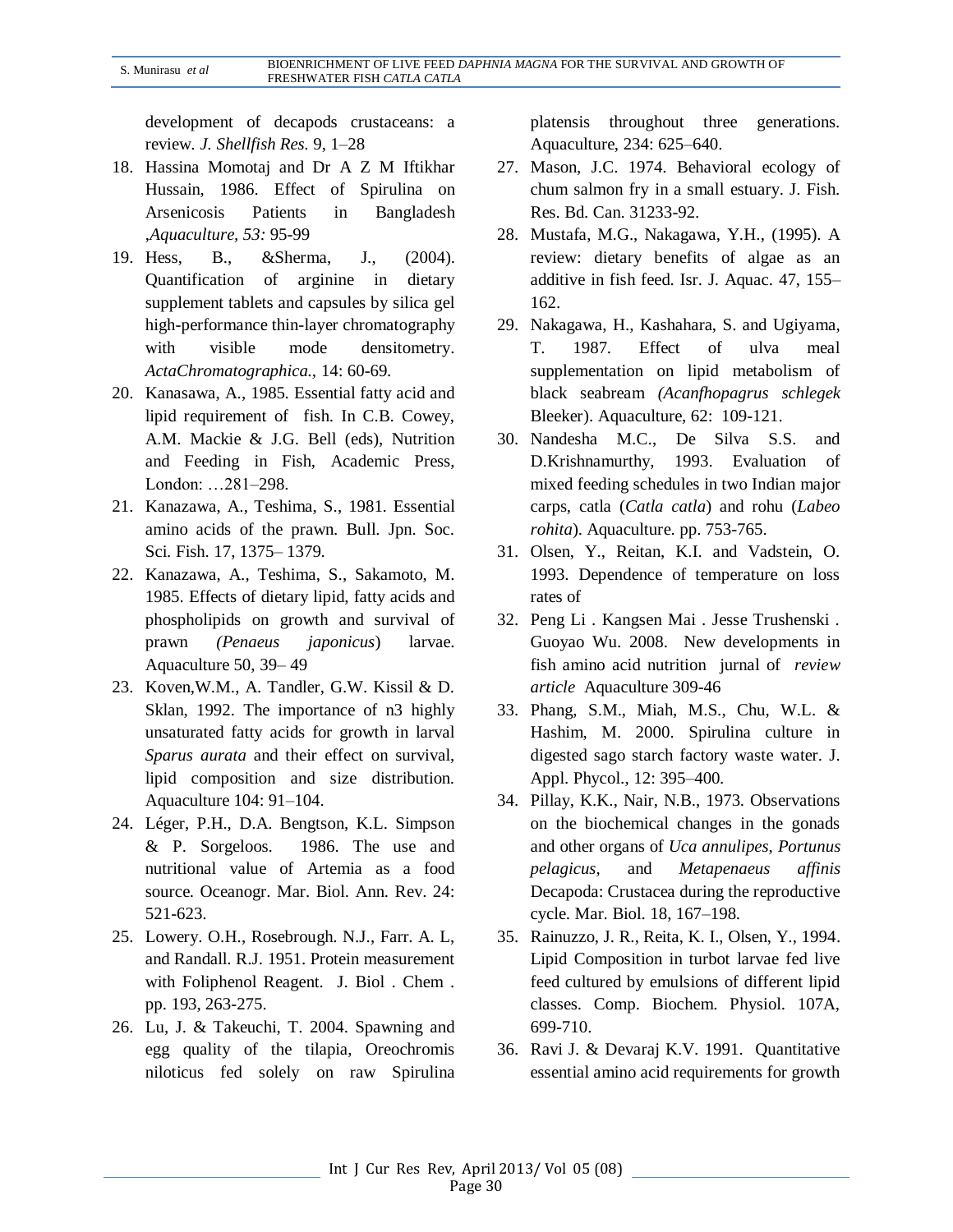development of decapods crustaceans: a review. *J. Shellfish Res.* 9, 1–28

18. Hassina Momotaj and Dr A Z M Iftikhar Hussain, 1986. Effect of Spirulina on Arsenicosis Patients in Bangladesh ,*Aquaculture*, *53:* 95-99
19. Hess, B., &Sherma, J., (2004). Quantification of arginine in dietary supplement tablets and capsules by silica gel high-performance thin-layer chromatography with visible mode densitometry. *ActaChromatographica.*, 14: 60-69.
20. Kanasawa, A., 1985. Essential fatty acid and lipid requirement of fish. In C.B. Cowey, A.M. Mackie & J.G. Bell (eds), Nutrition and Feeding in Fish, Academic Press, London: …281–298.
21. Kanazawa, A., Teshima, S., 1981. Essential amino acids of the prawn. Bull. Jpn. Soc. Sci. Fish. 17, 1375– 1379.
22. Kanazawa, A., Teshima, S., Sakamoto, M. 1985. Effects of dietary lipid, fatty acids and phospholipids on growth and survival of prawn *(Penaeus japonicus*) larvae. Aquaculture 50, 39– 49
23. Koven,W.M., A. Tandler, G.W. Kissil & D. Sklan, 1992. The importance of n3 highly unsaturated fatty acids for growth in larval *Sparus aurata* and their effect on survival, lipid composition and size distribution. Aquaculture 104: 91–104.
24. Léger, P.H., D.A. Bengtson, K.L. Simpson & P. Sorgeloos. 1986. The use and nutritional value of Artemia as a food source. Oceanogr. Mar. Biol. Ann. Rev. 24: 521-623.
25. Lowery. O.H., Rosebrough. N.J., Farr. A. L, and Randall. R.J. 1951. Protein measurement with Foliphenol Reagent. J. Biol . Chem . pp. 193, 263-275.
26. Lu, J. & Takeuchi, T. 2004. Spawning and egg quality of the tilapia, Oreochromis niloticus fed solely on raw Spirulina platensis throughout three generations. Aquaculture, 234: 625–640.
27. Mason, J.C. 1974. Behavioral ecology of chum salmon fry in a small estuary. J. Fish. Res. Bd. Can. 31233-92.
28. Mustafa, M.G., Nakagawa, Y.H., (1995). A review: dietary benefits of algae as an additive in fish feed. Isr. J. Aquac. 47, 155–162.
29. Nakagawa, H., Kashahara, S. and Ugiyama, T. 1987. Effect of ulva meal supplementation on lipid metabolism of black seabream *(Acanfhopagrus schlegek* Bleeker). Aquaculture, 62: 109-121.
30. Nandesha M.C., De Silva S.S. and D.Krishnamurthy, 1993. Evaluation of mixed feeding schedules in two Indian major carps, catla (*Catla catla*) and rohu (*Labeo rohita*). Aquaculture. pp. 753-765.
31. Olsen, Y., Reitan, K.I. and Vadstein, O. 1993. Dependence of temperature on loss rates of
32. Peng Li . Kangsen Mai . Jesse Trushenski . Guoyao Wu. 2008. New developments in fish amino acid nutrition jurnal of *review article* Aquaculture 309-46
33. Phang, S.M., Miah, M.S., Chu, W.L. & Hashim, M. 2000. Spirulina culture in digested sago starch factory waste water. J. Appl. Phycol., 12: 395–400.
34. Pillay, K.K., Nair, N.B., 1973. Observations on the biochemical changes in the gonads and other organs of *Uca annulipes, Portunus pelagicus*, and *Metapenaeus affinis* Decapoda: Crustacea during the reproductive cycle. Mar. Biol. 18, 167–198.
35. Rainuzzo, J. R., Reita, K. I., Olsen, Y., 1994. Lipid Composition in turbot larvae fed live feed cultured by emulsions of different lipid classes. Comp. Biochem. Physiol. 107A, 699-710.
36. Ravi J. & Devaraj K.V. 1991. Quantitative essential amino acid requirements for growth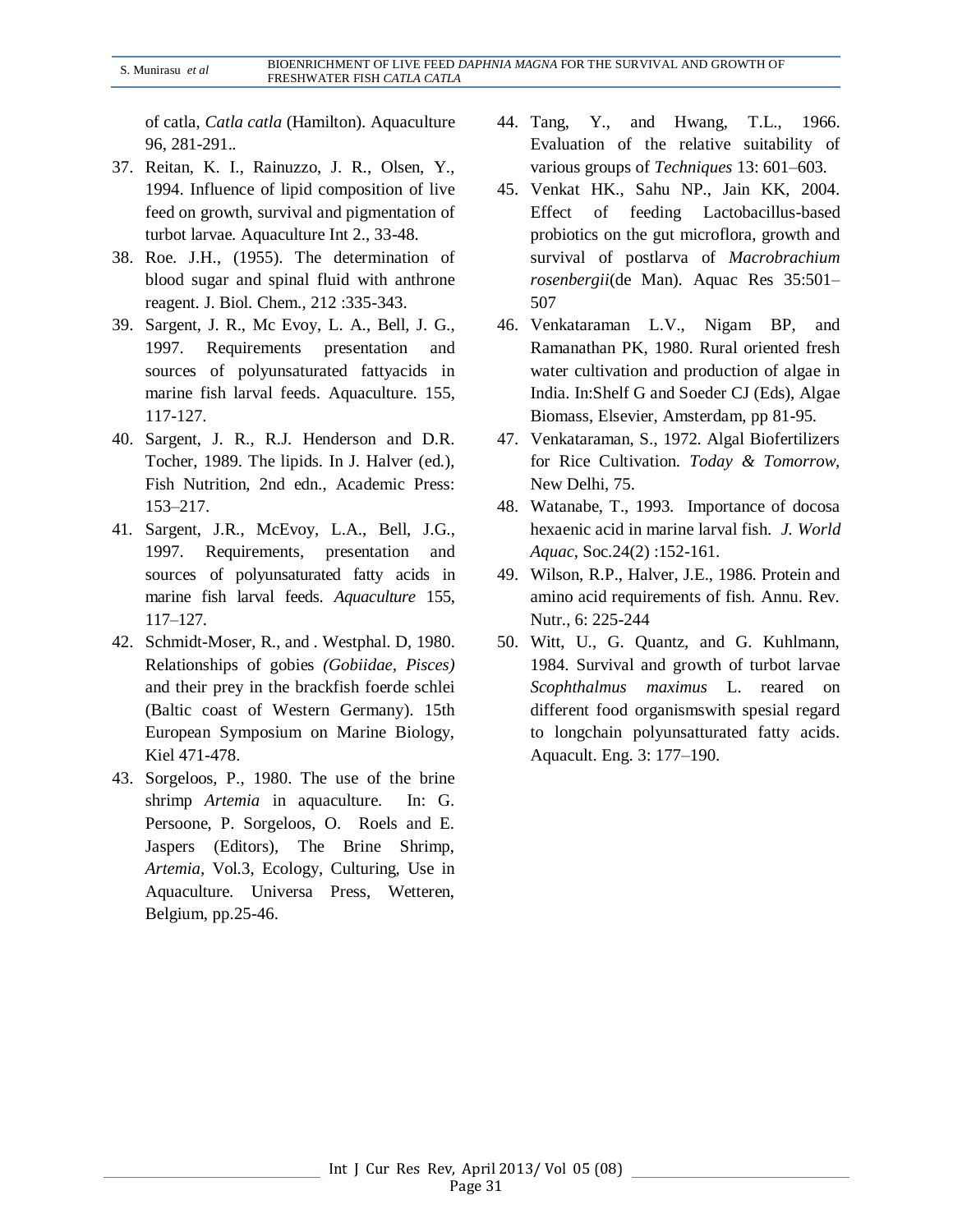of catla, *Catla catla* (Hamilton). Aquaculture 96, 281-291..

37. Reitan, K. I., Rainuzzo, J. R., Olsen, Y., 1994. Influence of lipid composition of live feed on growth, survival and pigmentation of turbot larvae. Aquaculture Int 2., 33-48.
38. Roe. J.H., (1955). The determination of blood sugar and spinal fluid with anthrone reagent. J. Biol. Chem., 212 :335-343.
39. Sargent, J. R., Mc Evoy, L. A., Bell, J. G., 1997. Requirements presentation and sources of polyunsaturated fattyacids in marine fish larval feeds. Aquaculture. 155, 117-127.
40. Sargent, J. R., R.J. Henderson and D.R. Tocher, 1989. The lipids. In J. Halver (ed.), Fish Nutrition, 2nd edn., Academic Press: 153–217.
41. Sargent, J.R., McEvoy, L.A., Bell, J.G., 1997. Requirements, presentation and sources of polyunsaturated fatty acids in marine fish larval feeds. *Aquaculture* 155, 117–127.
42. Schmidt-Moser, R., and . Westphal. D, 1980. Relationships of gobies *(Gobiidae, Pisces)* and their prey in the brackfish foerde schlei (Baltic coast of Western Germany). 15th European Symposium on Marine Biology, Kiel 471-478.
43. Sorgeloos, P., 1980. The use of the brine shrimp *Artemia* in aquaculture. In: G. Persoone, P. Sorgeloos, O. Roels and E. Jaspers (Editors), The Brine Shrimp, *Artemia*, Vol.3, Ecology, Culturing, Use in Aquaculture. Universa Press, Wetteren, Belgium, pp.25-46.
44. Tang, Y., and Hwang, T.L., 1966. Evaluation of the relative suitability of various groups of *Techniques* 13: 601–603.
45. Venkat HK., Sahu NP., Jain KK, 2004. Effect of feeding Lactobacillus-based probiotics on the gut microflora, growth and survival of postlarva of *Macrobrachium rosenbergii*(de Man). Aquac Res 35:501–507
46. Venkataraman L.V., Nigam BP, and Ramanathan PK, 1980. Rural oriented fresh water cultivation and production of algae in India. In:Shelf G and Soeder CJ (Eds), Algae Biomass, Elsevier, Amsterdam, pp 81-95.
47. Venkataraman, S., 1972. Algal Biofertilizers for Rice Cultivation. *Today & Tomorrow*, New Delhi, 75.
48. Watanabe, T., 1993. Importance of docosa hexaenic acid in marine larval fish. *J. World Aquac*, Soc.24(2) :152-161.
49. Wilson, R.P., Halver, J.E., 1986. Protein and amino acid requirements of fish. Annu. Rev. Nutr., 6: 225-244
50. Witt, U., G. Quantz, and G. Kuhlmann, 1984. Survival and growth of turbot larvae *Scophthalmus maximus* L. reared on different food organismswith spesial regard to longchain polyunsatturated fatty acids. Aquacult. Eng. 3: 177–190.